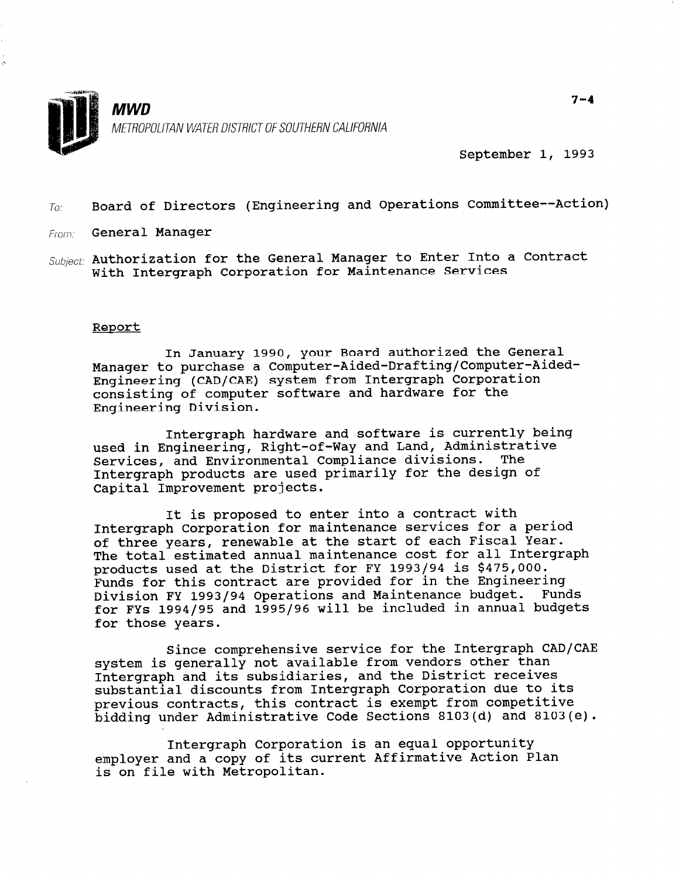**MWD**

*METROPOLITAN WATER DISTRICT OF SOUTHERN CALIFORNIA*

7-4

September 1, 1993

To: Board of Directors (Engineering and Operations Committee--Action)

From: General Manager

Subject: Authorization for the General Manager to Enter Into a Contract With Intergraph Corporation for Maintenance Services

## Report

In January 1990, your Board authorized the General Manager to purchase a Computer-Aided-Drafting/Computer-Aided-Engineering (CAD/CAE) system from Intergraph Corporation consisting of computer software and hardware for the Engineering Division.

Intergraph hardware and software is currently being used in Engineering, Right-of-Way and Land, Administrative Services, and Environmental Compliance divisions. The Intergraph products are used primarily for the design of Capital Improvement projects.

It is proposed to enter into a contract with Intergraph Corporation for maintenance services for a period of three years, renewable at the start of each Fiscal Year. The total estimated annual maintenance cost for all Intergraph products used at the District for FY 1993/94 is $475,000. Funds for this contract are provided for in the Engineering Division FY 1993/94 Operations and Maintenance budget. Funds for FYs 1994/95 and 1995/96 will be included in annual budgets for those years.

Since comprehensive service for the Intergraph CAD/CAE system is generally not available from vendors other than Intergraph and its subsidiaries, and the District receives substantial discounts from Intergraph Corporation due to its previous contracts, this contract is exempt from competitive bidding under Administrative Code Sections 8103(d) and 8103(e).

Intergraph Corporation is an equal opportunity employer and a copy of its current Affirmative Action Plan is on file with Metropolitan.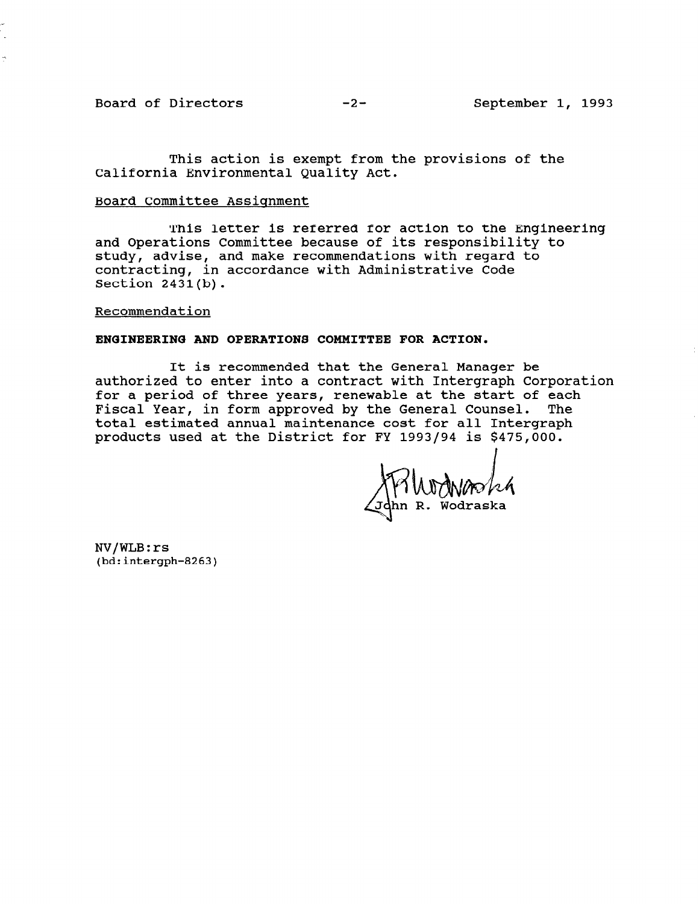This action is exempt from the provisions of the California Environmental Quality Act.

Board Committee Assignment

This letter is referred for action to the Engineering and Operations Committee because of its responsibility to study, advise, and make recommendations with regard to contracting, in accordance with Administrative Code Section 2431(b).

Recommendation

**ENGINEERING AND OPERATIONS COMMITTEE FOR ACTION.**

It is recommended that the General Manager be authorized to enter into a contract with Intergraph Corporation for a period of three years, renewable at the start of each Fiscal Year, in form approved by the General Counsel. The total estimated annual maintenance cost for all Intergraph products used at the District for FY 1993/94 is $475,000.

John R. Wodraska

NV/WLB:rs
(bd:intergph-8263)